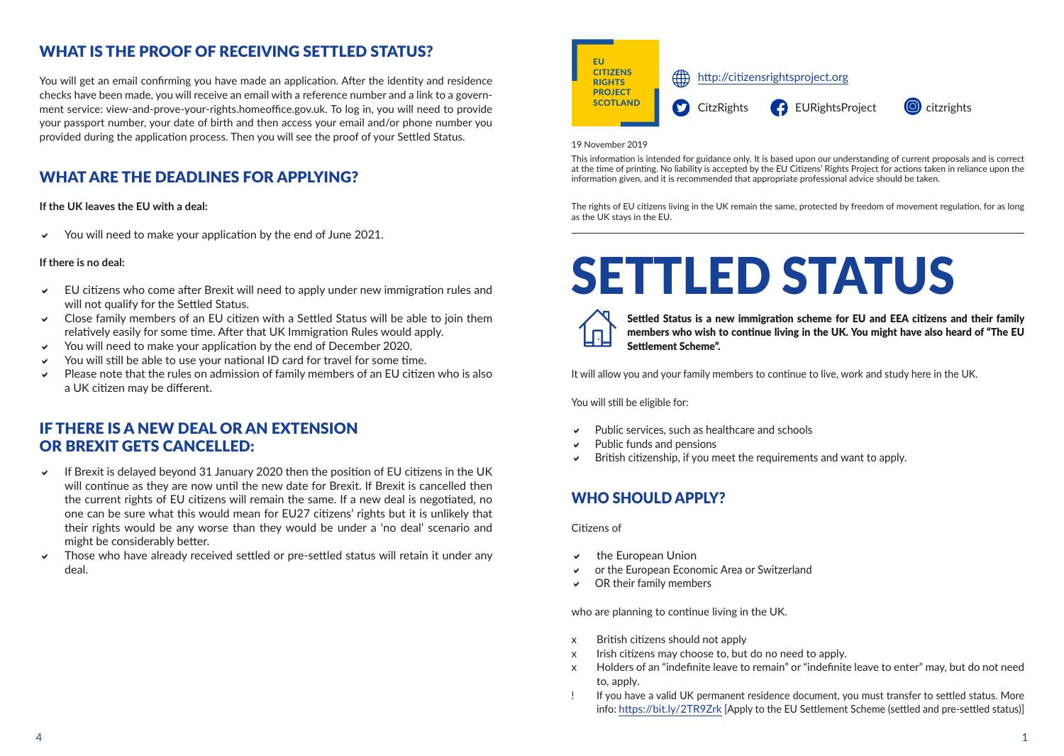EU CITIZENS RIGHTS PROJECT SCOTLAND

http://citizensrightsproject.org

CitzRights | EURightsProject | citzrights

19 November 2019

This information is intended for guidance only. It is based upon our understanding of current proposals and is correct at the time of printing. No liability is accepted by the EU Citizens' Rights Project for actions taken in reliance upon the information given, and it is recommended that appropriate professional advice should be taken.

The rights of EU citizens living in the UK remain the same, protected by freedom of movement regulation, for as long as the UK stays in the EU.

# SETTLED STATUS

**Settled Status is a new immigration scheme for EU and EEA citizens and their family members who wish to continue living in the UK. You might have also heard of "The EU Settlement Scheme".**

It will allow you and your family members to continue to live, work and study here in the UK.

You will still be eligible for:

- Public services, such as healthcare and schools
- Public funds and pensions
- British citizenship, if you meet the requirements and want to apply.

## WHO SHOULD APPLY?

Citizens of

- the European Union
- or the European Economic Area or Switzerland
- OR their family members

who are planning to continue living in the UK.

- x British citizens should not apply
- x Irish citizens may choose to, but do no need to apply.
- x Holders of an "indefinite leave to remain" or "indefinite leave to enter" may, but do not need to, apply.
- ! If you have a valid UK permanent residence document, you must transfer to settled status. More info: https://bit.ly/2TR9Zrk [Apply to the EU Settlement Scheme (settled and pre-settled status)]

## WHAT IS THE PROOF OF RECEIVING SETTLED STATUS?

You will get an email confirming you have made an application. After the identity and residence checks have been made, you will receive an email with a reference number and a link to a government service: view-and-prove-your-rights.homeoffice.gov.uk. To log in, you will need to provide your passport number, your date of birth and then access your email and/or phone number you provided during the application process. Then you will see the proof of your Settled Status.

## WHAT ARE THE DEADLINES FOR APPLYING?

**If the UK leaves the EU with a deal:**

- You will need to make your application by the end of June 2021.

**If there is no deal:**

- EU citizens who come after Brexit will need to apply under new immigration rules and will not qualify for the Settled Status.
- Close family members of an EU citizen with a Settled Status will be able to join them relatively easily for some time. After that UK Immigration Rules would apply.
- You will need to make your application by the end of December 2020.
- You will still be able to use your national ID card for travel for some time.
- Please note that the rules on admission of family members of an EU citizen who is also a UK citizen may be different.

## IF THERE IS A NEW DEAL OR AN EXTENSION OR BREXIT GETS CANCELLED:

- If Brexit is delayed beyond 31 January 2020 then the position of EU citizens in the UK will continue as they are now until the new date for Brexit. If Brexit is cancelled then the current rights of EU citizens will remain the same. If a new deal is negotiated, no one can be sure what this would mean for EU27 citizens' rights but it is unlikely that their rights would be any worse than they would be under a 'no deal' scenario and might be considerably better.
- Those who have already received settled or pre-settled status will retain it under any deal.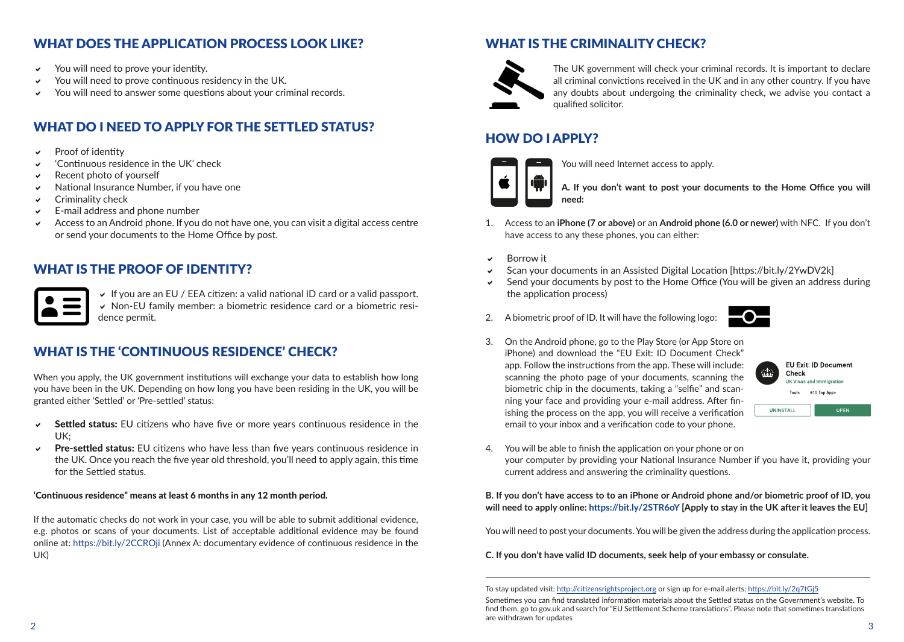## WHAT DOES THE APPLICATION PROCESS LOOK LIKE?

- You will need to prove your identity.
- You will need to prove continuous residency in the UK.
- You will need to answer some questions about your criminal records.

## WHAT DO I NEED TO APPLY FOR THE SETTLED STATUS?

- Proof of identity
- 'Continuous residence in the UK' check
- Recent photo of yourself
- National Insurance Number, if you have one
- Criminality check
- E-mail address and phone number
- Access to an Android phone. If you do not have one, you can visit a digital access centre or send your documents to the Home Office by post.

## WHAT IS THE PROOF OF IDENTITY?

- If you are an EU / EEA citizen: a valid national ID card or a valid passport.
- Non-EU family member: a biometric residence card or a biometric residence permit.

## WHAT IS THE 'CONTINUOUS RESIDENCE' CHECK?

When you apply, the UK government institutions will exchange your data to establish how long you have been in the UK. Depending on how long you have been residing in the UK, you will be granted either 'Settled' or 'Pre-settled' status:

- **Settled status:** EU citizens who have five or more years continuous residence in the UK;
- **Pre-settled status:** EU citizens who have less than five years continuous residence in the UK. Once you reach the five year old threshold, you'll need to apply again, this time for the Settled status.

**'Continuous residence" means at least 6 months in any 12 month period.**

If the automatic checks do not work in your case, you will be able to submit additional evidence, e.g. photos or scans of your documents. List of acceptable additional evidence may be found online at: https://bit.ly/2CCROji (Annex A: documentary evidence of continuous residence in the UK)

## WHAT IS THE CRIMINALITY CHECK?

The UK government will check your criminal records. It is important to declare all criminal convictions received in the UK and in any other country. If you have any doubts about undergoing the criminality check, we advise you contact a qualified solicitor.

## HOW DO I APPLY?

You will need Internet access to apply.

**A. If you don't want to post your documents to the Home Office you will need:**

1. Access to an **iPhone (7 or above)** or an **Android phone (6.0 or newer)** with NFC. If you don't have access to any these phones, you can either:

- Borrow it
- Scan your documents in an Assisted Digital Location [https://bit.ly/2YwDV2k]
- Send your documents by post to the Home Office (You will be given an address during the application process)

2. A biometric proof of ID. It will have the following logo:

3. On the Android phone, go to the Play Store (or App Store on iPhone) and download the "EU Exit: ID Document Check" app. Follow the instructions from the app. These will include: scanning the photo page of your documents, scanning the biometric chip in the documents, taking a "selfie" and scanning your face and providing your e-mail address. After finishing the process on the app, you will receive a verification email to your inbox and a verification code to your phone.

EU Exit: ID Document Check
UK Visas and Immigration
Tools #10 Top Apps
UNINSTALL OPEN

4. You will be able to finish the application on your phone or on your computer by providing your National Insurance Number if you have it, providing your current address and answering the criminality questions.

**B. If you don't have access to to an iPhone or Android phone and/or biometric proof of ID, you will need to apply online: https://bit.ly/2STR6oY [Apply to stay in the UK after it leaves the EU]**

You will need to post your documents. You will be given the address during the application process.

**C. If you don't have valid ID documents, seek help of your embassy or consulate.**

---

To stay updated visit: http://citizensrightsproject.org or sign up for e-mail alerts: https://bit.ly/2q7tGj5

Sometimes you can find translated information materials about the Settled status on the Government's website. To find them, go to gov.uk and search for "EU Settlement Scheme translations". Please note that sometimes translations are withdrawn for updates